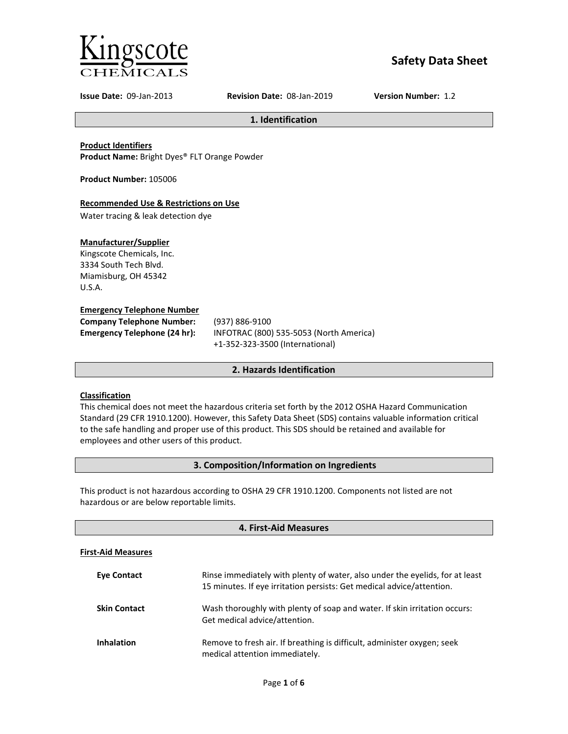Kingscote CHEMICALS

# Safety Data Sheet

**Issue Date:** 09-Jan-2013 **Revision Date:** 08-Jan-2019 **Version Number:** 1.2

## 1. Identification

**Product Identifiers**

**Product Name:** Bright Dyes® FLT Orange Powder

**Product Number:** 105006

**Recommended Use & Restrictions on Use**

Water tracing & leak detection dye

**Manufacturer/Supplier**

Kingscote Chemicals, Inc.
3334 South Tech Blvd.
Miamisburg, OH 45342
U.S.A.

**Emergency Telephone Number**

**Company Telephone Number:** (937) 886-9100

**Emergency Telephone (24 hr):** INFOTRAC (800) 535-5053 (North America)
+1-352-323-3500 (International)

## 2. Hazards Identification

**Classification**

This chemical does not meet the hazardous criteria set forth by the 2012 OSHA Hazard Communication Standard (29 CFR 1910.1200). However, this Safety Data Sheet (SDS) contains valuable information critical to the safe handling and proper use of this product. This SDS should be retained and available for employees and other users of this product.

## 3. Composition/Information on Ingredients

This product is not hazardous according to OSHA 29 CFR 1910.1200. Components not listed are not hazardous or are below reportable limits.

## 4. First-Aid Measures

**First-Aid Measures**

**Eye Contact** Rinse immediately with plenty of water, also under the eyelids, for at least 15 minutes. If eye irritation persists: Get medical advice/attention.

**Skin Contact** Wash thoroughly with plenty of soap and water. If skin irritation occurs: Get medical advice/attention.

**Inhalation** Remove to fresh air. If breathing is difficult, administer oxygen; seek medical attention immediately.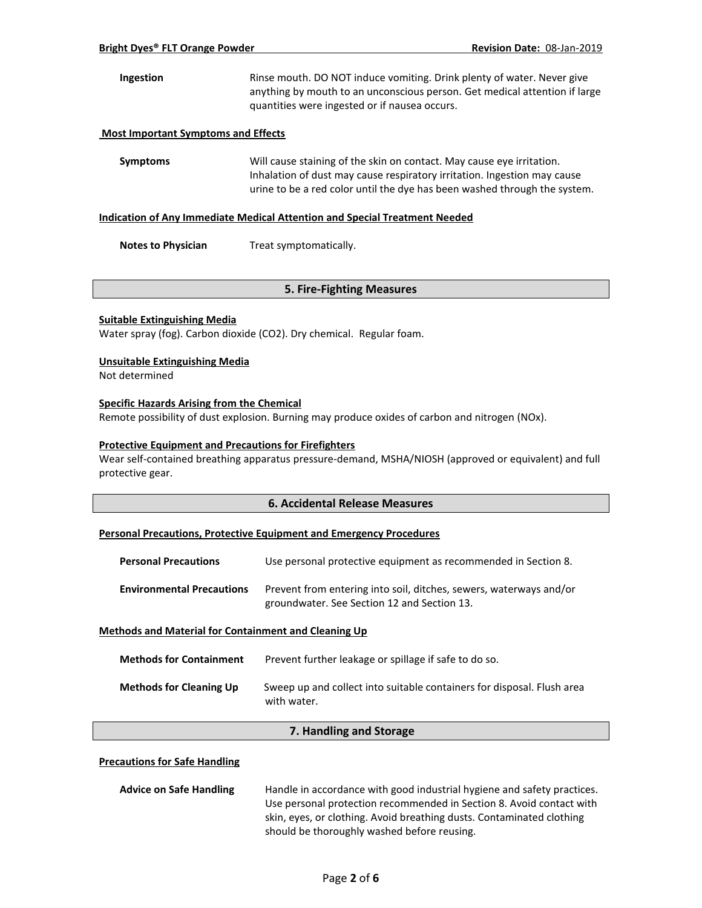**Ingestion** Rinse mouth. DO NOT induce vomiting. Drink plenty of water. Never give anything by mouth to an unconscious person. Get medical attention if large quantities were ingested or if nausea occurs.

**Most Important Symptoms and Effects**

**Symptoms** Will cause staining of the skin on contact. May cause eye irritation. Inhalation of dust may cause respiratory irritation. Ingestion may cause urine to be a red color until the dye has been washed through the system.

**Indication of Any Immediate Medical Attention and Special Treatment Needed**

**Notes to Physician** Treat symptomatically.

## 5. Fire-Fighting Measures

**Suitable Extinguishing Media**

Water spray (fog). Carbon dioxide ($CO_2$). Dry chemical. Regular foam.

**Unsuitable Extinguishing Media**

Not determined

**Specific Hazards Arising from the Chemical**

Remote possibility of dust explosion. Burning may produce oxides of carbon and nitrogen (NOx).

**Protective Equipment and Precautions for Firefighters**

Wear self-contained breathing apparatus pressure-demand, MSHA/NIOSH (approved or equivalent) and full protective gear.

## 6. Accidental Release Measures

**Personal Precautions, Protective Equipment and Emergency Procedures**

**Personal Precautions** Use personal protective equipment as recommended in Section 8.

**Environmental Precautions** Prevent from entering into soil, ditches, sewers, waterways and/or groundwater. See Section 12 and Section 13.

**Methods and Material for Containment and Cleaning Up**

**Methods for Containment** Prevent further leakage or spillage if safe to do so.

**Methods for Cleaning Up** Sweep up and collect into suitable containers for disposal. Flush area with water.

## 7. Handling and Storage

**Precautions for Safe Handling**

**Advice on Safe Handling** Handle in accordance with good industrial hygiene and safety practices. Use personal protection recommended in Section 8. Avoid contact with skin, eyes, or clothing. Avoid breathing dusts. Contaminated clothing should be thoroughly washed before reusing.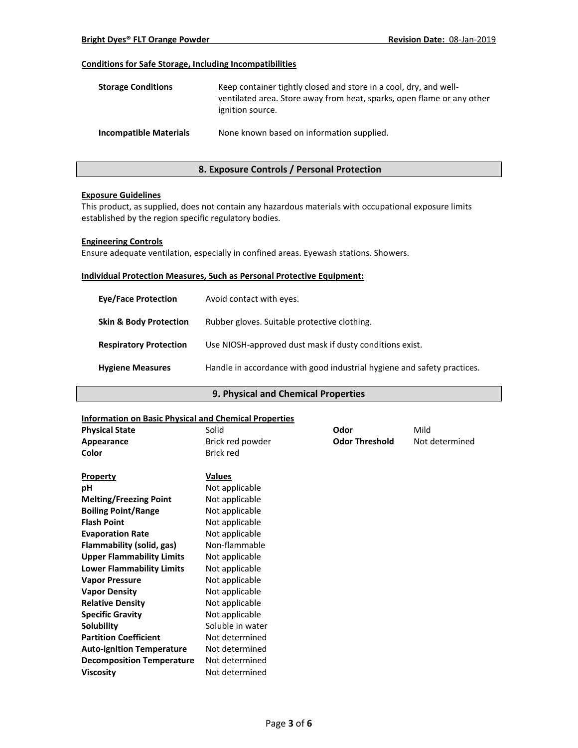**Conditions for Safe Storage, Including Incompatibilities**

| | |
|---|---|
| **Storage Conditions** | Keep container tightly closed and store in a cool, dry, and well-ventilated area. Store away from heat, sparks, open flame or any other ignition source. |
| **Incompatible Materials** | None known based on information supplied. |

## 8. Exposure Controls / Personal Protection

**Exposure Guidelines**

This product, as supplied, does not contain any hazardous materials with occupational exposure limits established by the region specific regulatory bodies.

**Engineering Controls**

Ensure adequate ventilation, especially in confined areas. Eyewash stations. Showers.

**Individual Protection Measures, Such as Personal Protective Equipment:**

| | |
|---|---|
| **Eye/Face Protection** | Avoid contact with eyes. |
| **Skin & Body Protection** | Rubber gloves. Suitable protective clothing. |
| **Respiratory Protection** | Use NIOSH-approved dust mask if dusty conditions exist. |
| **Hygiene Measures** | Handle in accordance with good industrial hygiene and safety practices. |

## 9. Physical and Chemical Properties

**Information on Basic Physical and Chemical Properties**

| | | | |
|---|---|---|---|
| **Physical State** | Solid | **Odor** | Mild |
| **Appearance** | Brick red powder | **Odor Threshold** | Not determined |
| **Color** | Brick red | | |

| **Property** | **Values** |
|---|---|
| **pH** | Not applicable |
| **Melting/Freezing Point** | Not applicable |
| **Boiling Point/Range** | Not applicable |
| **Flash Point** | Not applicable |
| **Evaporation Rate** | Not applicable |
| **Flammability (solid, gas)** | Non-flammable |
| **Upper Flammability Limits** | Not applicable |
| **Lower Flammability Limits** | Not applicable |
| **Vapor Pressure** | Not applicable |
| **Vapor Density** | Not applicable |
| **Relative Density** | Not applicable |
| **Specific Gravity** | Not applicable |
| **Solubility** | Soluble in water |
| **Partition Coefficient** | Not determined |
| **Auto-ignition Temperature** | Not determined |
| **Decomposition Temperature** | Not determined |
| **Viscosity** | Not determined |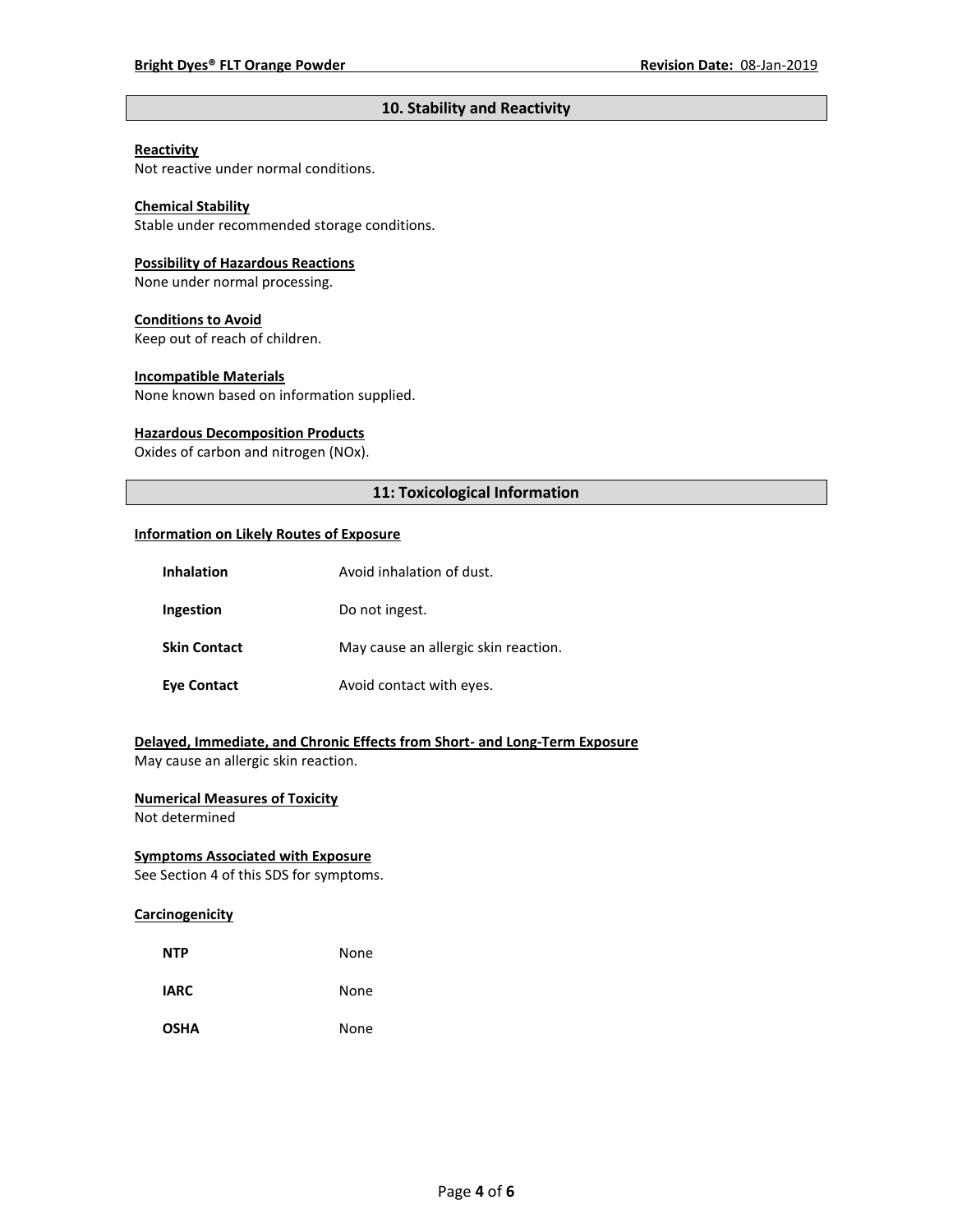## 10. Stability and Reactivity

**Reactivity**
Not reactive under normal conditions.

**Chemical Stability**
Stable under recommended storage conditions.

**Possibility of Hazardous Reactions**
None under normal processing.

**Conditions to Avoid**
Keep out of reach of children.

**Incompatible Materials**
None known based on information supplied.

**Hazardous Decomposition Products**
Oxides of carbon and nitrogen (NOx).

## 11: Toxicological Information

**Information on Likely Routes of Exposure**

| | |
|---|---|
| **Inhalation** | Avoid inhalation of dust. |
| **Ingestion** | Do not ingest. |
| **Skin Contact** | May cause an allergic skin reaction. |
| **Eye Contact** | Avoid contact with eyes. |

**Delayed, Immediate, and Chronic Effects from Short- and Long-Term Exposure**
May cause an allergic skin reaction.

**Numerical Measures of Toxicity**
Not determined

**Symptoms Associated with Exposure**
See Section 4 of this SDS for symptoms.

**Carcinogenicity**

| | |
|---|---|
| **NTP** | None |
| **IARC** | None |
| **OSHA** | None |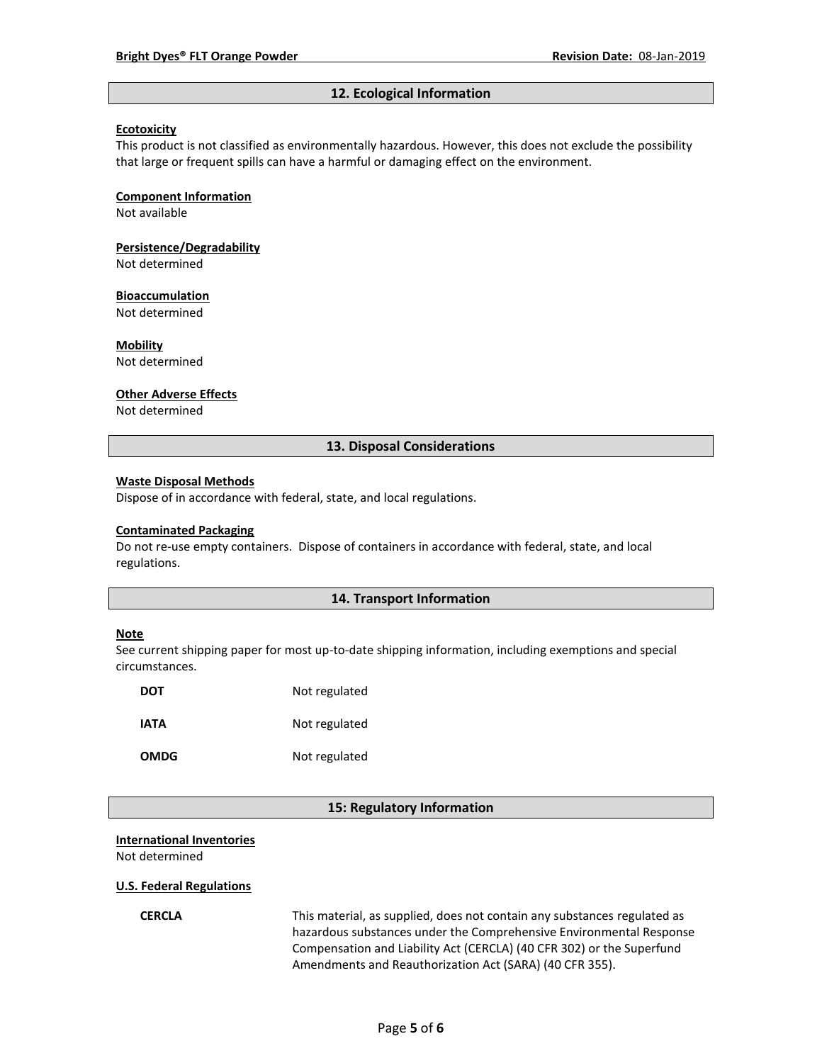## 12. Ecological Information

**Ecotoxicity**

This product is not classified as environmentally hazardous. However, this does not exclude the possibility that large or frequent spills can have a harmful or damaging effect on the environment.

**Component Information**

Not available

**Persistence/Degradability**

Not determined

**Bioaccumulation**

Not determined

**Mobility**

Not determined

**Other Adverse Effects**

Not determined

## 13. Disposal Considerations

**Waste Disposal Methods**

Dispose of in accordance with federal, state, and local regulations.

**Contaminated Packaging**

Do not re-use empty containers. Dispose of containers in accordance with federal, state, and local regulations.

## 14. Transport Information

**Note**

See current shipping paper for most up-to-date shipping information, including exemptions and special circumstances.

| | |
|---|---|
| **DOT** | Not regulated |
| **IATA** | Not regulated |
| **OMDG** | Not regulated |

## 15: Regulatory Information

**International Inventories**

Not determined

**U.S. Federal Regulations**

| | |
|---|---|
| **CERCLA** | This material, as supplied, does not contain any substances regulated as hazardous substances under the Comprehensive Environmental Response Compensation and Liability Act (CERCLA) (40 CFR 302) or the Superfund Amendments and Reauthorization Act (SARA) (40 CFR 355). |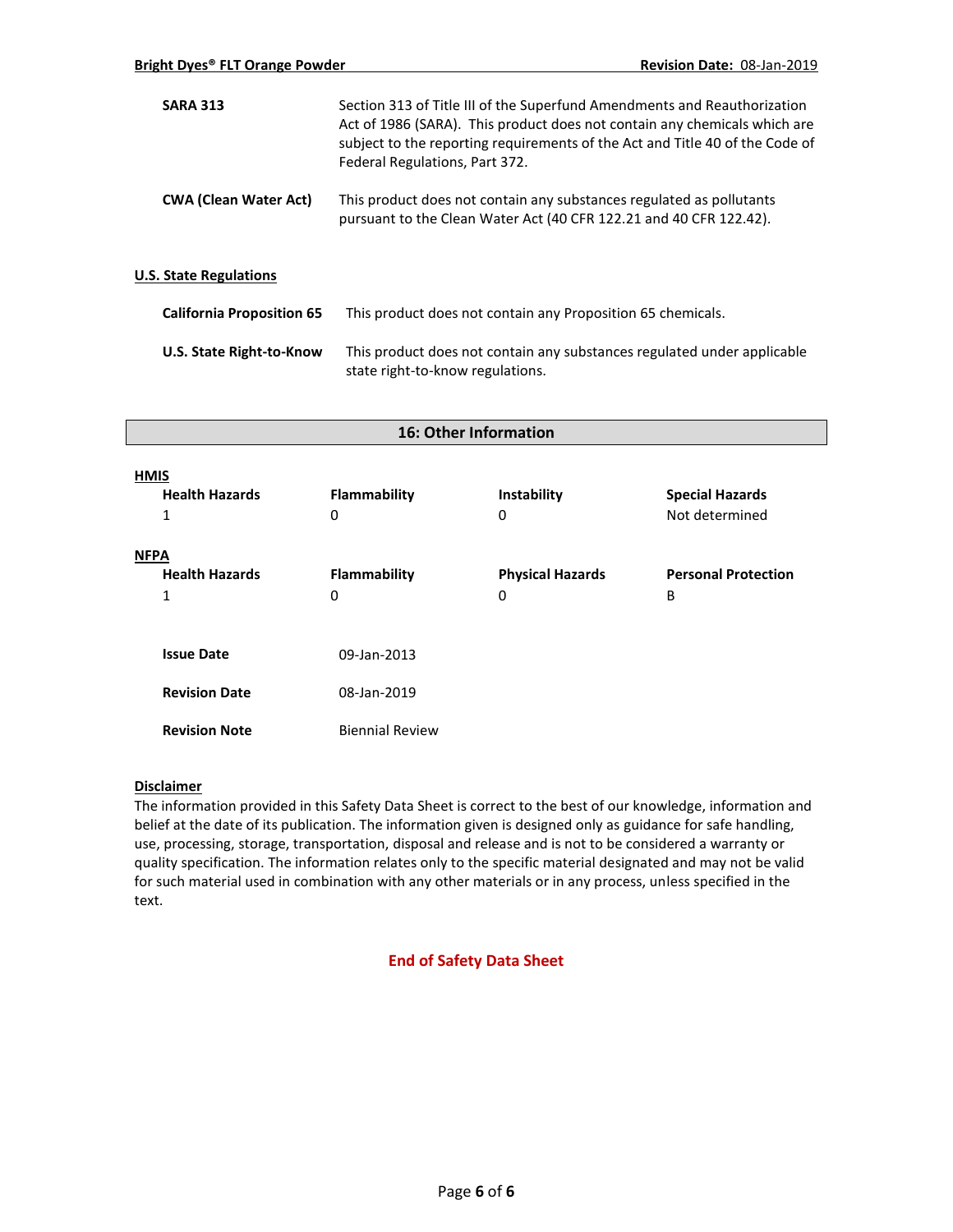| | |
|---|---|
| **SARA 313** | Section 313 of Title III of the Superfund Amendments and Reauthorization Act of 1986 (SARA). This product does not contain any chemicals which are subject to the reporting requirements of the Act and Title 40 of the Code of Federal Regulations, Part 372. |
| **CWA (Clean Water Act)** | This product does not contain any substances regulated as pollutants pursuant to the Clean Water Act (40 CFR 122.21 and 40 CFR 122.42). |

### U.S. State Regulations

| | |
|---|---|
| **California Proposition 65** | This product does not contain any Proposition 65 chemicals. |
| **U.S. State Right-to-Know** | This product does not contain any substances regulated under applicable state right-to-know regulations. |

## 16: Other Information

**HMIS**

| Health Hazards | Flammability | Instability | Special Hazards |
|---|---|---|---|
| 1 | 0 | 0 | Not determined |

**NFPA**

| Health Hazards | Flammability | Physical Hazards | Personal Protection |
|---|---|---|---|
| 1 | 0 | 0 | B |

| | |
|---|---|
| **Issue Date** | 09-Jan-2013 |
| **Revision Date** | 08-Jan-2019 |
| **Revision Note** | Biennial Review |

### Disclaimer

The information provided in this Safety Data Sheet is correct to the best of our knowledge, information and belief at the date of its publication. The information given is designed only as guidance for safe handling, use, processing, storage, transportation, disposal and release and is not to be considered a warranty or quality specification. The information relates only to the specific material designated and may not be valid for such material used in combination with any other materials or in any process, unless specified in the text.

**End of Safety Data Sheet**